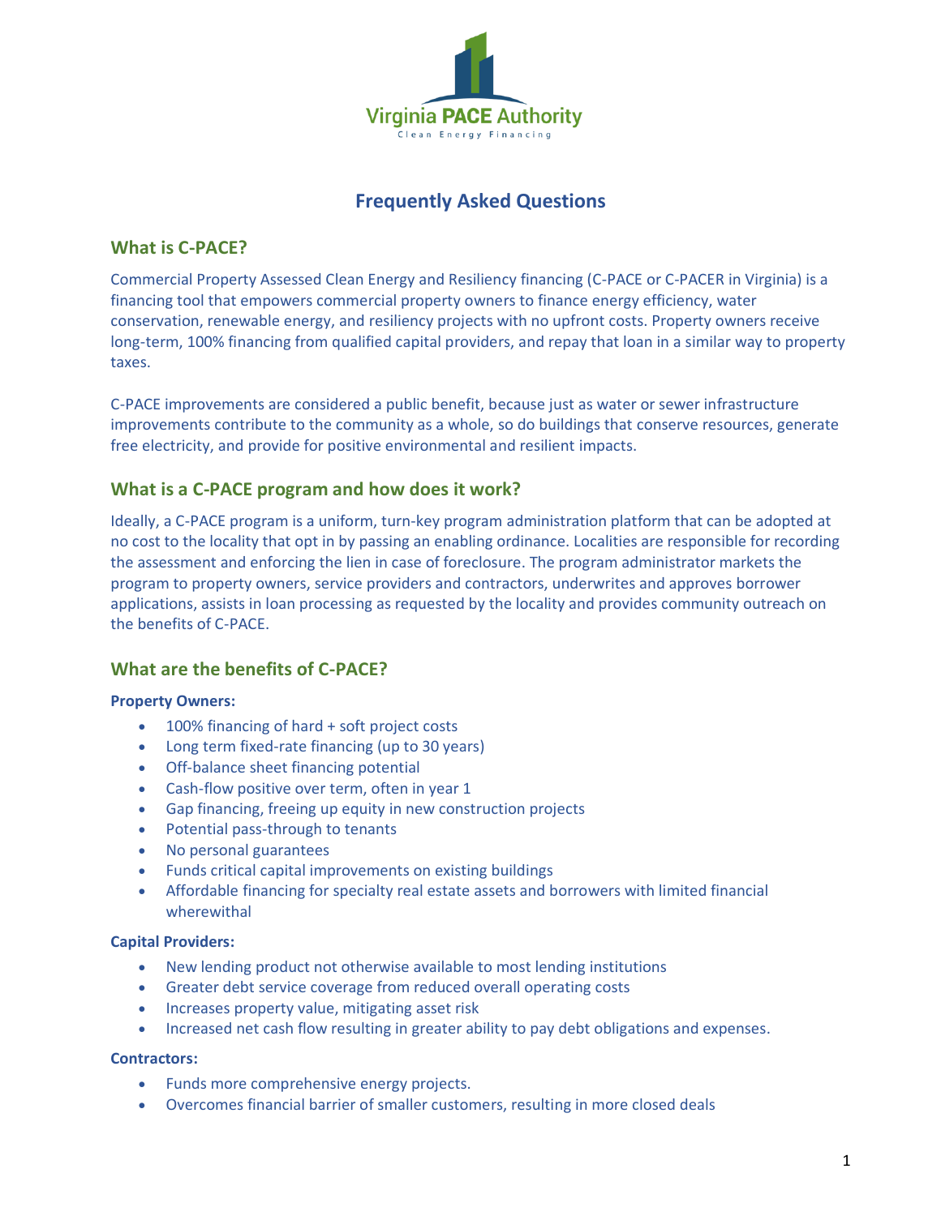Virginia PACE Authority

Clean Energy Financing

# Frequently Asked Questions

## What is C-PACE?

Commercial Property Assessed Clean Energy and Resiliency financing (C-PACE or C-PACER in Virginia) is a financing tool that empowers commercial property owners to finance energy efficiency, water conservation, renewable energy, and resiliency projects with no upfront costs. Property owners receive long-term, 100% financing from qualified capital providers, and repay that loan in a similar way to property taxes.

C-PACE improvements are considered a public benefit, because just as water or sewer infrastructure improvements contribute to the community as a whole, so do buildings that conserve resources, generate free electricity, and provide for positive environmental and resilient impacts.

## What is a C-PACE program and how does it work?

Ideally, a C-PACE program is a uniform, turn-key program administration platform that can be adopted at no cost to the locality that opt in by passing an enabling ordinance. Localities are responsible for recording the assessment and enforcing the lien in case of foreclosure. The program administrator markets the program to property owners, service providers and contractors, underwrites and approves borrower applications, assists in loan processing as requested by the locality and provides community outreach on the benefits of C-PACE.

## What are the benefits of C-PACE?

**Property Owners:**

- 100% financing of hard + soft project costs
- Long term fixed-rate financing (up to 30 years)
- Off-balance sheet financing potential
- Cash-flow positive over term, often in year 1
- Gap financing, freeing up equity in new construction projects
- Potential pass-through to tenants
- No personal guarantees
- Funds critical capital improvements on existing buildings
- Affordable financing for specialty real estate assets and borrowers with limited financial wherewithal

**Capital Providers:**

- New lending product not otherwise available to most lending institutions
- Greater debt service coverage from reduced overall operating costs
- Increases property value, mitigating asset risk
- Increased net cash flow resulting in greater ability to pay debt obligations and expenses.

**Contractors:**

- Funds more comprehensive energy projects.
- Overcomes financial barrier of smaller customers, resulting in more closed deals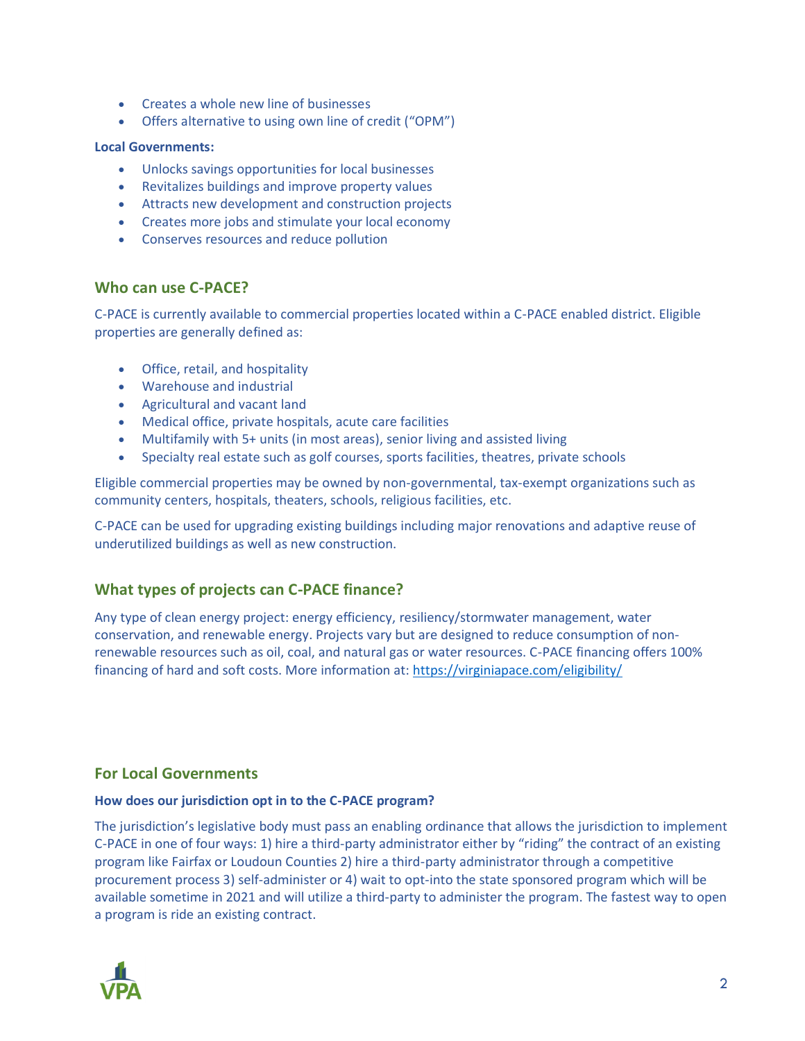- Creates a whole new line of businesses
- Offers alternative to using own line of credit (“OPM”)

**Local Governments:**

- Unlocks savings opportunities for local businesses
- Revitalizes buildings and improve property values
- Attracts new development and construction projects
- Creates more jobs and stimulate your local economy
- Conserves resources and reduce pollution

## Who can use C-PACE?

C-PACE is currently available to commercial properties located within a C-PACE enabled district. Eligible properties are generally defined as:

- Office, retail, and hospitality
- Warehouse and industrial
- Agricultural and vacant land
- Medical office, private hospitals, acute care facilities
- Multifamily with 5+ units (in most areas), senior living and assisted living
- Specialty real estate such as golf courses, sports facilities, theatres, private schools

Eligible commercial properties may be owned by non-governmental, tax-exempt organizations such as community centers, hospitals, theaters, schools, religious facilities, etc.

C-PACE can be used for upgrading existing buildings including major renovations and adaptive reuse of underutilized buildings as well as new construction.

## What types of projects can C-PACE finance?

Any type of clean energy project: energy efficiency, resiliency/stormwater management, water conservation, and renewable energy. Projects vary but are designed to reduce consumption of non-renewable resources such as oil, coal, and natural gas or water resources. C-PACE financing offers 100% financing of hard and soft costs. More information at: [https://virginiapace.com/eligibility/](https://virginiapace.com/eligibility/)

## For Local Governments

**How does our jurisdiction opt in to the C-PACE program?**

The jurisdiction’s legislative body must pass an enabling ordinance that allows the jurisdiction to implement C-PACE in one of four ways: 1) hire a third-party administrator either by “riding” the contract of an existing program like Fairfax or Loudoun Counties 2) hire a third-party administrator through a competitive procurement process 3) self-administer or 4) wait to opt-into the state sponsored program which will be available sometime in 2021 and will utilize a third-party to administer the program. The fastest way to open a program is ride an existing contract.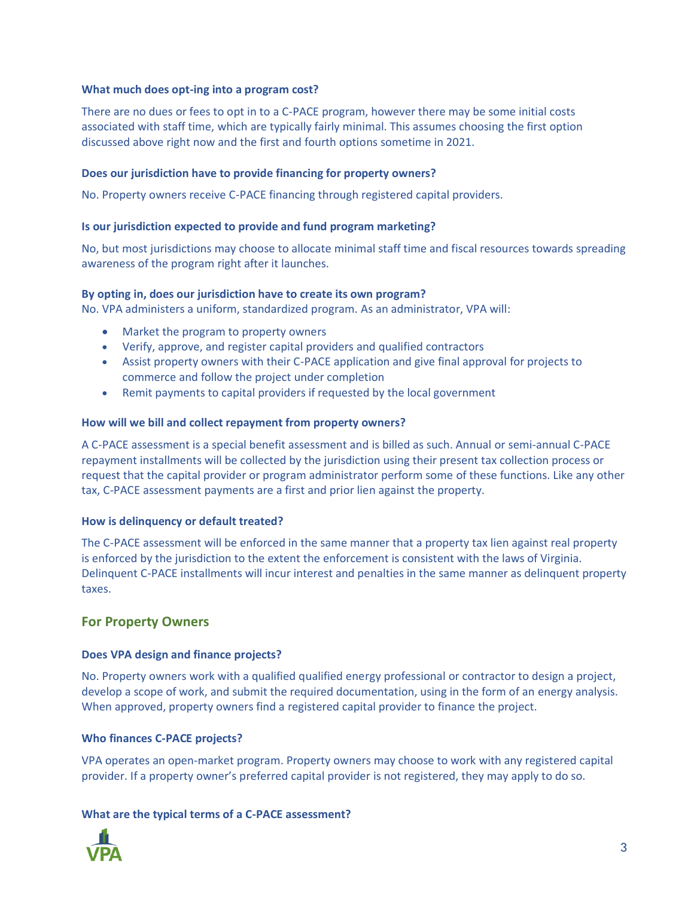**What much does opt-ing into a program cost?**

There are no dues or fees to opt in to a C-PACE program, however there may be some initial costs associated with staff time, which are typically fairly minimal. This assumes choosing the first option discussed above right now and the first and fourth options sometime in 2021.

**Does our jurisdiction have to provide financing for property owners?**

No. Property owners receive C-PACE financing through registered capital providers.

**Is our jurisdiction expected to provide and fund program marketing?**

No, but most jurisdictions may choose to allocate minimal staff time and fiscal resources towards spreading awareness of the program right after it launches.

**By opting in, does our jurisdiction have to create its own program?**

No. VPA administers a uniform, standardized program. As an administrator, VPA will:

- Market the program to property owners
- Verify, approve, and register capital providers and qualified contractors
- Assist property owners with their C-PACE application and give final approval for projects to commerce and follow the project under completion
- Remit payments to capital providers if requested by the local government

**How will we bill and collect repayment from property owners?**

A C-PACE assessment is a special benefit assessment and is billed as such. Annual or semi-annual C-PACE repayment installments will be collected by the jurisdiction using their present tax collection process or request that the capital provider or program administrator perform some of these functions. Like any other tax, C-PACE assessment payments are a first and prior lien against the property.

**How is delinquency or default treated?**

The C-PACE assessment will be enforced in the same manner that a property tax lien against real property is enforced by the jurisdiction to the extent the enforcement is consistent with the laws of Virginia. Delinquent C-PACE installments will incur interest and penalties in the same manner as delinquent property taxes.

## For Property Owners

**Does VPA design and finance projects?**

No. Property owners work with a qualified qualified energy professional or contractor to design a project, develop a scope of work, and submit the required documentation, using in the form of an energy analysis. When approved, property owners find a registered capital provider to finance the project.

**Who finances C-PACE projects?**

VPA operates an open-market program. Property owners may choose to work with any registered capital provider. If a property owner's preferred capital provider is not registered, they may apply to do so.

**What are the typical terms of a C-PACE assessment?**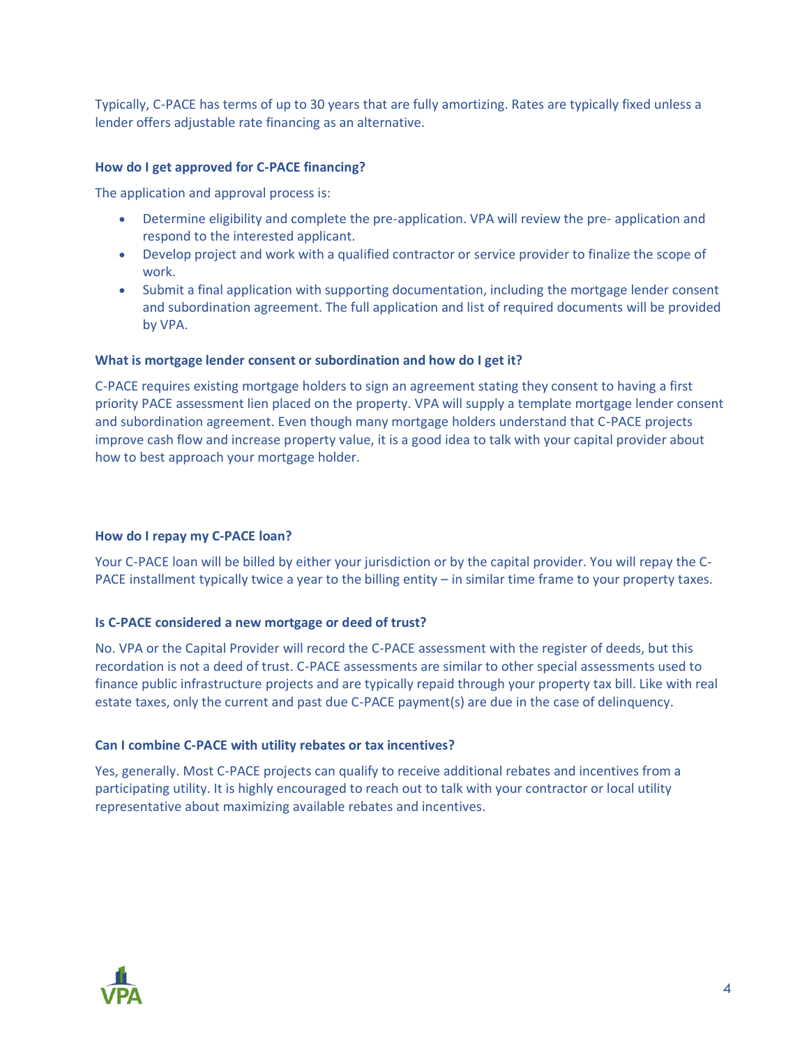Typically, C-PACE has terms of up to 30 years that are fully amortizing. Rates are typically fixed unless a lender offers adjustable rate financing as an alternative.

### How do I get approved for C-PACE financing?

The application and approval process is:

- Determine eligibility and complete the pre-application. VPA will review the pre- application and respond to the interested applicant.
- Develop project and work with a qualified contractor or service provider to finalize the scope of work.
- Submit a final application with supporting documentation, including the mortgage lender consent and subordination agreement. The full application and list of required documents will be provided by VPA.

### What is mortgage lender consent or subordination and how do I get it?

C-PACE requires existing mortgage holders to sign an agreement stating they consent to having a first priority PACE assessment lien placed on the property. VPA will supply a template mortgage lender consent and subordination agreement. Even though many mortgage holders understand that C-PACE projects improve cash flow and increase property value, it is a good idea to talk with your capital provider about how to best approach your mortgage holder.

### How do I repay my C-PACE loan?

Your C-PACE loan will be billed by either your jurisdiction or by the capital provider. You will repay the C-PACE installment typically twice a year to the billing entity – in similar time frame to your property taxes.

### Is C-PACE considered a new mortgage or deed of trust?

No. VPA or the Capital Provider will record the C-PACE assessment with the register of deeds, but this recordation is not a deed of trust. C-PACE assessments are similar to other special assessments used to finance public infrastructure projects and are typically repaid through your property tax bill. Like with real estate taxes, only the current and past due C-PACE payment(s) are due in the case of delinquency.

### Can I combine C-PACE with utility rebates or tax incentives?

Yes, generally. Most C-PACE projects can qualify to receive additional rebates and incentives from a participating utility. It is highly encouraged to reach out to talk with your contractor or local utility representative about maximizing available rebates and incentives.